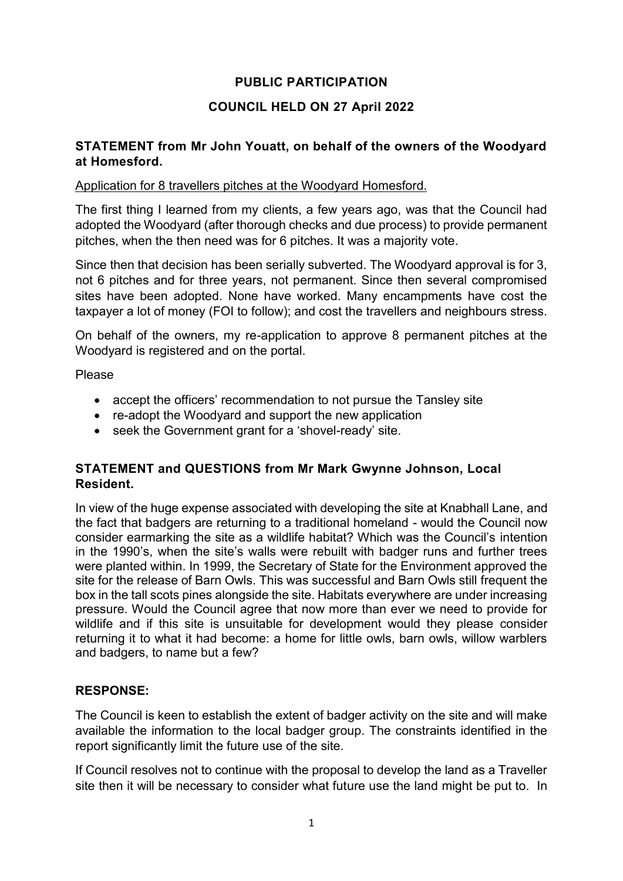**PUBLIC PARTICIPATION**

**COUNCIL HELD ON 27 April 2022**

**STATEMENT from Mr John Youatt, on behalf of the owners of the Woodyard at Homesford.**

Application for 8 travellers pitches at the Woodyard Homesford.

The first thing I learned from my clients, a few years ago, was that the Council had adopted the Woodyard (after thorough checks and due process) to provide permanent pitches, when the then need was for 6 pitches. It was a majority vote.

Since then that decision has been serially subverted. The Woodyard approval is for 3, not 6 pitches and for three years, not permanent. Since then several compromised sites have been adopted. None have worked. Many encampments have cost the taxpayer a lot of money (FOI to follow); and cost the travellers and neighbours stress.

On behalf of the owners, my re-application to approve 8 permanent pitches at the Woodyard is registered and on the portal.

Please

- accept the officers' recommendation to not pursue the Tansley site
- re-adopt the Woodyard and support the new application
- seek the Government grant for a 'shovel-ready' site.

**STATEMENT and QUESTIONS from Mr Mark Gwynne Johnson, Local Resident.**

In view of the huge expense associated with developing the site at Knabhall Lane, and the fact that badgers are returning to a traditional homeland - would the Council now consider earmarking the site as a wildlife habitat? Which was the Council's intention in the 1990's, when the site's walls were rebuilt with badger runs and further trees were planted within. In 1999, the Secretary of State for the Environment approved the site for the release of Barn Owls. This was successful and Barn Owls still frequent the box in the tall scots pines alongside the site. Habitats everywhere are under increasing pressure. Would the Council agree that now more than ever we need to provide for wildlife and if this site is unsuitable for development would they please consider returning it to what it had become: a home for little owls, barn owls, willow warblers and badgers, to name but a few?

**RESPONSE:**

The Council is keen to establish the extent of badger activity on the site and will make available the information to the local badger group. The constraints identified in the report significantly limit the future use of the site.

If Council resolves not to continue with the proposal to develop the land as a Traveller site then it will be necessary to consider what future use the land might be put to. In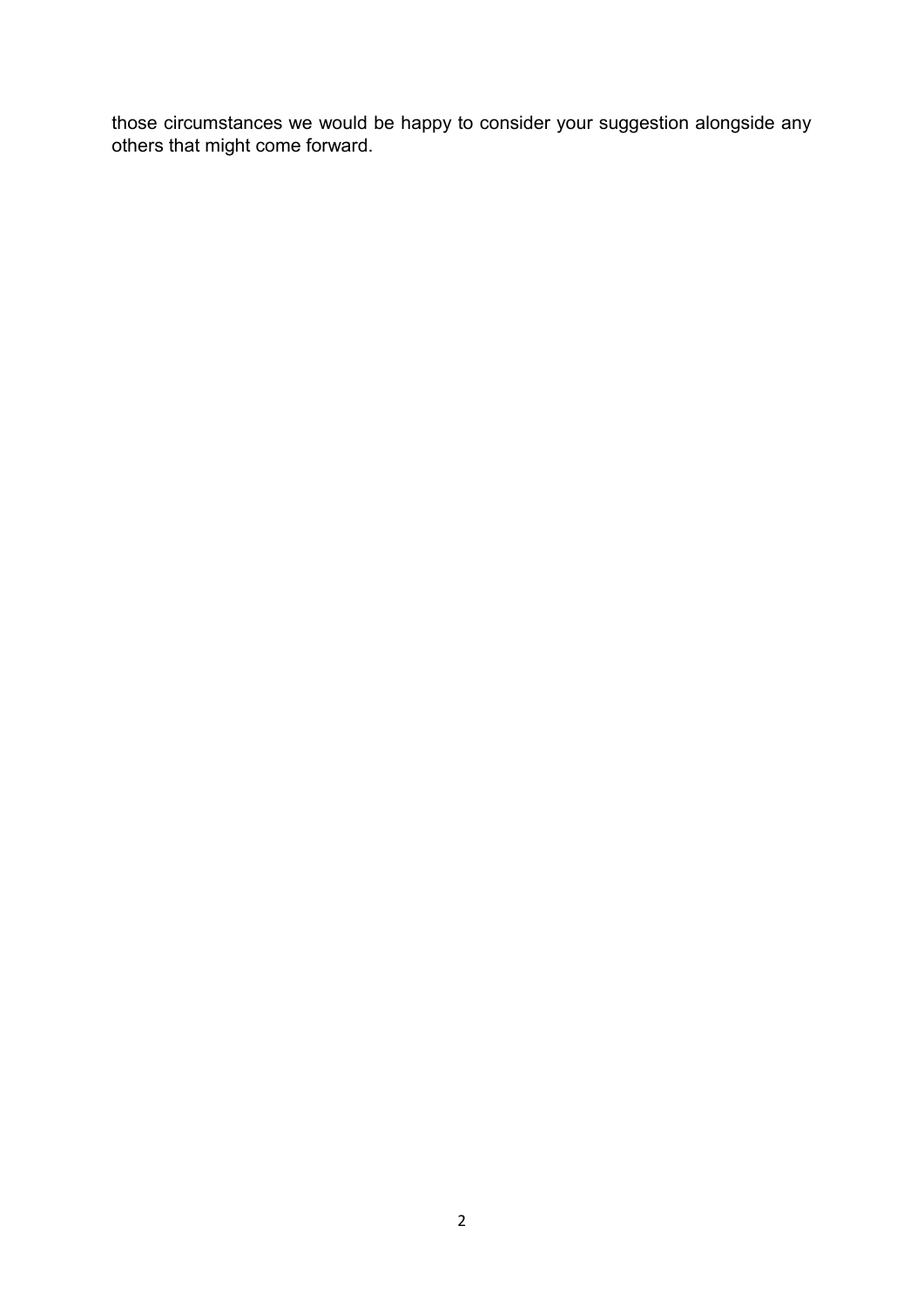those circumstances we would be happy to consider your suggestion alongside any others that might come forward.